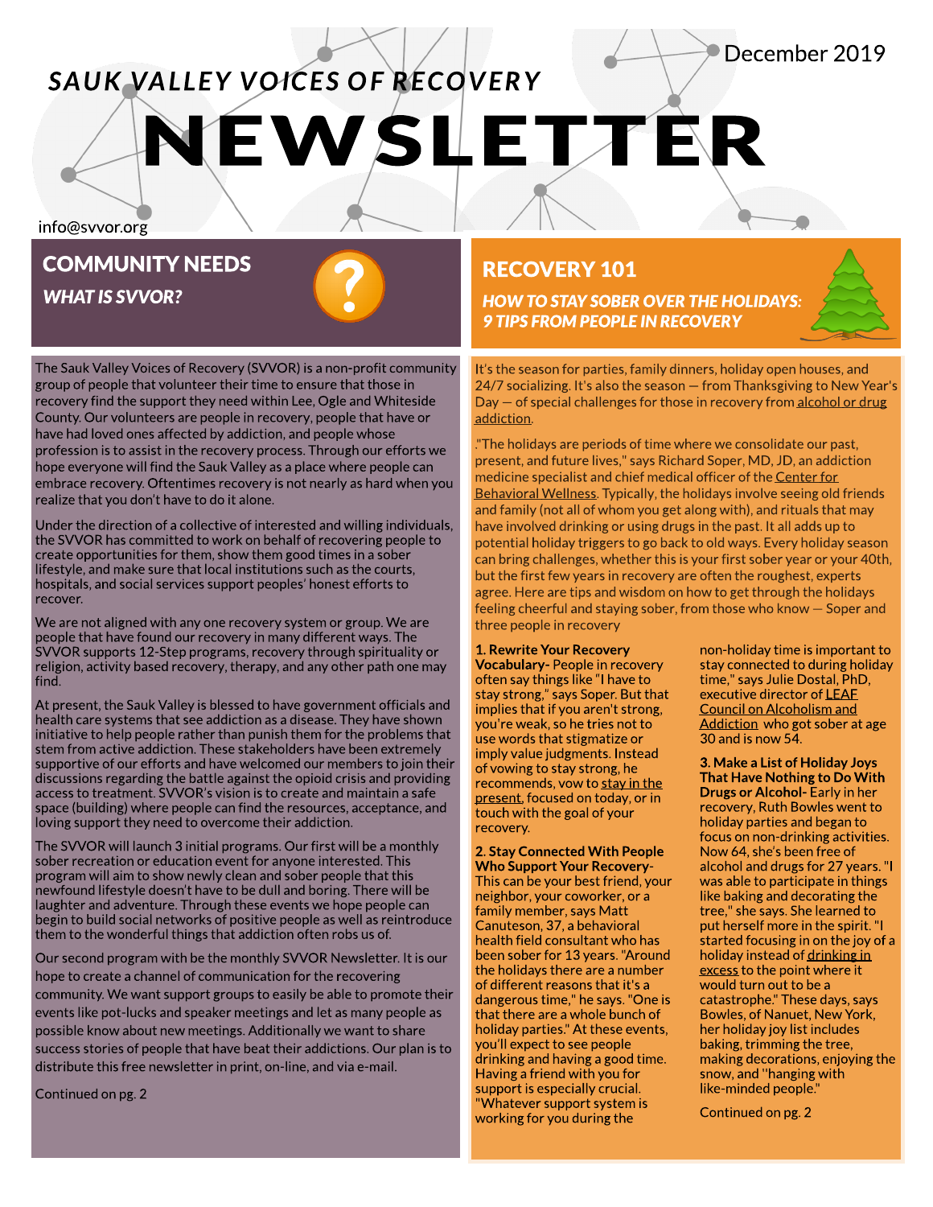# SAUK VALLEY VOICES OF RECOVERY NEWSLETTER

December 2019

info@svvor.org

## COMMUNITY NEEDS

### *WHAT IS SVVOR?*

The Sauk Valley Voices of Recovery (SVVOR) is a non-profit community group of people that volunteer their time to ensure that those in recovery find the support they need within Lee, Ogle and Whiteside County. Our volunteers are people in recovery, people that have or have had loved ones affected by addiction, and people whose profession is to assist in the recovery process. Through our efforts we hope everyone will find the Sauk Valley as a place where people can embrace recovery. Oftentimes recovery is not nearly as hard when you realize that you don't have to do it alone.

Under the direction of a collective of interested and willing individuals, the SVVOR has committed to work on behalf of recovering people to create opportunities for them, show them good times in a sober lifestyle, and make sure that local institutions such as the courts, hospitals, and social services support peoples' honest efforts to recover.

We are not aligned with any one recovery system or group. We are people that have found our recovery in many different ways. The SVVOR supports 12-Step programs, recovery through spirituality or religion, activity based recovery, therapy, and any other path one may find.

At present, the Sauk Valley is blessed to have government officials and health care systems that see addiction as a disease. They have shown initiative to help people rather than punish them for the problems that stem from active addiction. These stakeholders have been extremely supportive of our efforts and have welcomed our members to join their discussions regarding the battle against the opioid crisis and providing access to treatment. SVVOR's vision is to create and maintain a safe space (building) where people can find the resources, acceptance, and loving support they need to overcome their addiction.

The SVVOR will launch 3 initial programs. Our first will be a monthly sober recreation or education event for anyone interested. This program will aim to show newly clean and sober people that this newfound lifestyle doesn't have to be dull and boring. There will be laughter and adventure. Through these events we hope people can begin to build social networks of positive people as well as reintroduce them to the wonderful things that addiction often robs us of.

Our second program with be the monthly SVVOR Newsletter. It is our hope to create a channel of communication for the recovering community. We want support groups to easily be able to promote their events like pot-lucks and speaker meetings and let as many people as possible know about new meetings. Additionally we want to share success stories of people that have beat their addictions. Our plan is to distribute this free newsletter in print, on-line, and via e-mail.

Continued on pg. 2

## RECOVERY 101

### *HOW TO STAY SOBER OVER THE HOLIDAYS: 9 TIPS FROM PEOPLE IN RECOVERY*

It's the season for parties, family dinners, holiday open houses, and 24/7 socializing. It's also the season — from Thanksgiving to New Year's Day — of special challenges for those in recovery from alcohol or drug addiction.

."The holidays are periods of time where we consolidate our past, present, and future lives," says Richard Soper, MD, JD, an addiction medicine specialist and chief medical officer of the Center for Behavioral Wellness. Typically, the holidays involve seeing old friends and family (not all of whom you get along with), and rituals that may have involved drinking or using drugs in the past. It all adds up to potential holiday triggers to go back to old ways. Every holiday season can bring challenges, whether this is your first sober year or your 40th, but the first few years in recovery are often the roughest, experts agree. Here are tips and wisdom on how to get through the holidays feeling cheerful and staying sober, from those who know — Soper and three people in recovery

**1. Rewrite Your Recovery Vocabulary-** People in recovery often say things like "I have to stay strong," says Soper. But that implies that if you aren't strong, you're weak, so he tries not to use words that stigmatize or imply value judgments. Instead of vowing to stay strong, he recommends, vow to stay in the present, focused on today, or in touch with the goal of your recovery.

**2. Stay Connected With People Who Support Your Recovery-** This can be your best friend, your neighbor, your coworker, or a family member, says Matt Canuteson, 37, a behavioral health field consultant who has been sober for 13 years. "Around the holidays there are a number of different reasons that it's a dangerous time," he says. "One is that there are a whole bunch of holiday parties." At these events, you'll expect to see people drinking and having a good time. Having a friend with you for support is especially crucial. "Whatever support system is working for you during the non-holiday time is important to stay connected to during holiday time," says Julie Dostal, PhD, executive director of LEAF Council on Alcoholism and Addiction who got sober at age 30 and is now 54.

**3. Make a List of Holiday Joys That Have Nothing to Do With Drugs or Alcohol-** Early in her recovery, Ruth Bowles went to holiday parties and began to focus on non-drinking activities. Now 64, she's been free of alcohol and drugs for 27 years. "I was able to participate in things like baking and decorating the tree," she says. She learned to put herself more in the spirit. "I started focusing in on the joy of a holiday instead of drinking in excess to the point where it would turn out to be a catastrophe." These days, says Bowles, of Nanuet, New York, her holiday joy list includes baking, trimming the tree, making decorations, enjoying the snow, and "hanging with like-minded people."

Continued on pg. 2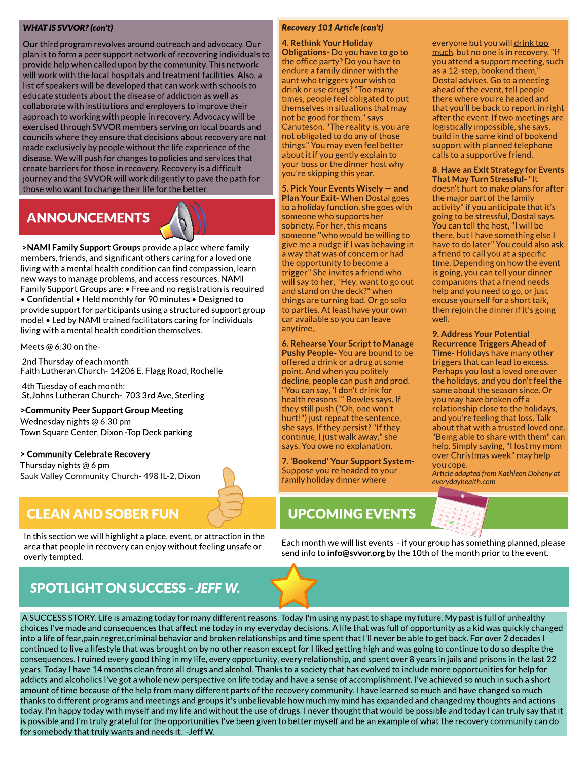### *WHAT IS SVVOR? (con't)*

Our third program revolves around outreach and advocacy. Our plan is to form a peer support network of recovering individuals to provide help when called upon by the community. This network will work with the local hospitals and treatment facilities. Also, a list of speakers will be developed that can work with schools to educate students about the disease of addiction as well as collaborate with institutions and employers to improve their approach to working with people in recovery. Advocacy will be exercised through SVVOR members serving on local boards and councils where they ensure that decisions about recovery are not made exclusively by people without the life experience of the disease. We will push for changes to policies and services that create barriers for those in recovery. Recovery is a difficult journey and the SVVOR will work diligently to pave the path for those who want to change their life for the better.

## ANNOUNCEMENTS

**>NAMI Family Support Groups** provide a place where family members, friends, and significant others caring for a loved one living with a mental health condition can find compassion, learn new ways to manage problems, and access resources. NAMI Family Support Groups are: • Free and no registration is required • Confidential • Held monthly for 90 minutes • Designed to provide support for participants using a structured support group model • Led by NAMI trained facilitators caring for individuals living with a mental health condition themselves.

Meets @ 6:30 on the-

2nd Thursday of each month:
Faith Lutheran Church- 14206 E. Flagg Road, Rochelle

4th Tuesday of each month:
St.Johns Lutheran Church- 703 3rd Ave, Sterling

**>Community Peer Support Group Meeting**
Wednesday nights @ 6:30 pm
Town Square Center, Dixon -Top Deck parking

**> Community Celebrate Recovery**
Thursday nights @ 6 pm
Sauk Valley Community Church- 498 IL-2, Dixon

### *Recovery 101 Article (con't)*

**4. Rethink Your Holiday Obligations-** Do you have to go to the office party? Do you have to endure a family dinner with the aunt who triggers your wish to drink or use drugs? "Too many times, people feel obligated to put themselves in situations that may not be good for them," says Canuteson. "The reality is, you are not obligated to do any of those things." You may even feel better about it if you gently explain to your boss or the dinner host why you're skipping this year.

**5. Pick Your Events Wisely — and Plan Your Exit-** When Dostal goes to a holiday function, she goes with someone who supports her sobriety. For her, this means someone "who would be willing to give me a nudge if I was behaving in a way that was of concern or had the opportunity to become a trigger." She invites a friend who will say to her, "Hey, want to go out and stand on the deck?" when things are turning bad. Or go solo to parties. At least have your own car available so you can leave anytime,.

**6. Rehearse Your Script to Manage Pushy People-** You are bound to be offered a drink or a drug at some point. And when you politely decline, people can push and prod. "You can say, 'I don't drink for health reasons,'" Bowles says. If they still push ("Oh, one won't hurt!") just repeat the sentence, she says. If they persist? "If they continue, I just walk away," she says. You owe no explanation.

**7. 'Bookend' Your Support System-** Suppose you're headed to your family holiday dinner where everyone but you will drink too much, but no one is in recovery. "If you attend a support meeting, such as a 12-step, bookend them," Dostal advises. Go to a meeting ahead of the event, tell people there where you're headed and that you'll be back to report in right after the event. If two meetings are logistically impossible, she says, build in the same kind of bookend support with planned telephone calls to a supportive friend.

**8. Have an Exit Strategy for Events That May Turn Stressful-** "It doesn't hurt to make plans for after the major part of the family activity" if you anticipate that it's going to be stressful, Dostal says. You can tell the host, "I will be there, but I have something else I have to do later." You could also ask a friend to call you at a specific time. Depending on how the event is going, you can tell your dinner companions that a friend needs help and you need to go, or just excuse yourself for a short talk, then rejoin the dinner if it's going well.

**9. Address Your Potential Recurrence Triggers Ahead of Time-** Holidays have many other triggers that can lead to excess. Perhaps you lost a loved one over the holidays, and you don't feel the same about the season since. Or you may have broken off a relationship close to the holidays, and you're feeling that loss. Talk about that with a trusted loved one. "Being able to share with them" can help. Simply saying, "I lost my mom over Christmas week" may help you cope.

*Article adapted from Kathleen Doheny at everydayhealth.com*

## CLEAN AND SOBER FUN

In this section we will highlight a place, event, or attraction in the area that people in recovery can enjoy without feeling unsafe or overly tempted.

## UPCOMING EVENTS

Each month we will list events - if your group has something planned, please send info to **info@svvor.org** by the 10th of the month prior to the event.

## SPOTLIGHT ON SUCCESS - *JEFF W.*

A SUCCESS STORY. Life is amazing today for many different reasons. Today I'm using my past to shape my future. My past is full of unhealthy choices I've made and consequences that affect me today in my everyday decisions. A life that was full of opportunity as a kid was quickly changed into a life of fear,pain,regret,criminal behavior and broken relationships and time spent that I'll never be able to get back. For over 2 decades I continued to live a lifestyle that was brought on by no other reason except for I liked getting high and was going to continue to do so despite the consequences. I ruined every good thing in my life, every opportunity, every relationship, and spent over 8 years in jails and prisons in the last 22 years. Today I have 14 months clean from all drugs and alcohol. Thanks to a society that has evolved to include more opportunities for help for addicts and alcoholics I've got a whole new perspective on life today and have a sense of accomplishment. I've achieved so much in such a short amount of time because of the help from many different parts of the recovery community. I have learned so much and have changed so much thanks to different programs and meetings and groups it's unbelievable how much my mind has expanded and changed my thoughts and actions today. I'm happy today with myself and my life and without the use of drugs. I never thought that would be possible and today I can truly say that it is possible and I'm truly grateful for the opportunities I've been given to better myself and be an example of what the recovery community can do for somebody that truly wants and needs it. -Jeff W.